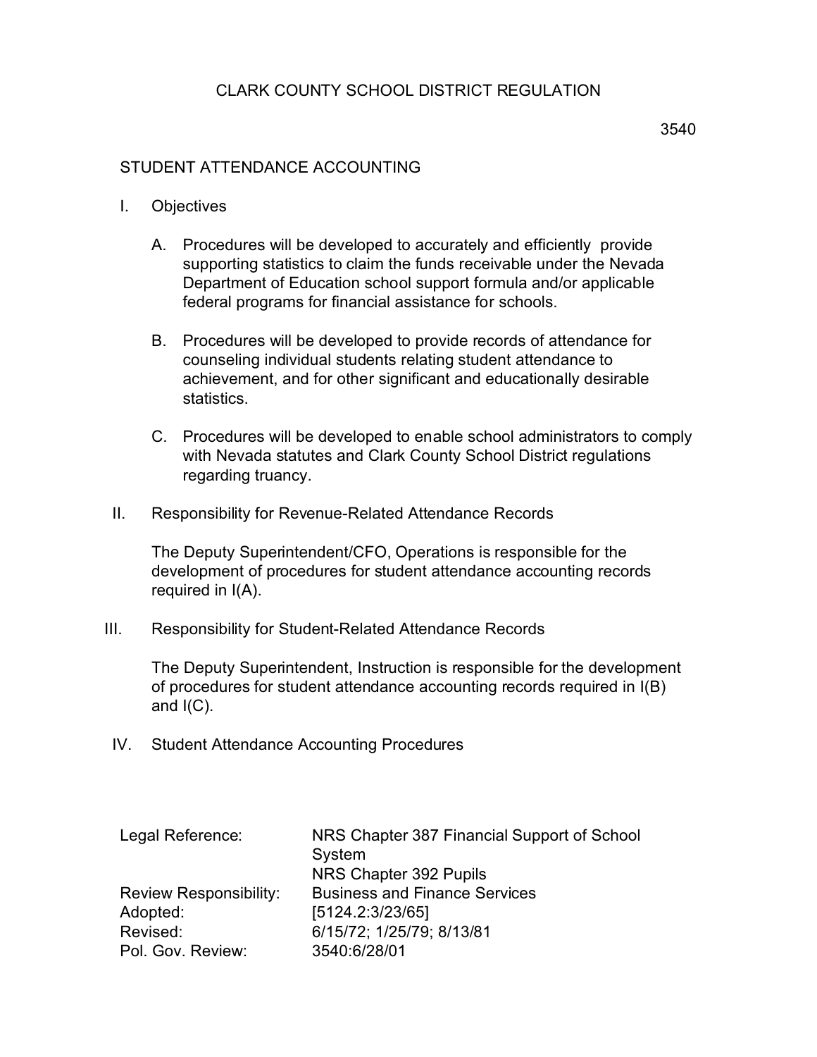# CLARK COUNTY SCHOOL DISTRICT REGULATION

3540

## STUDENT ATTENDANCE ACCOUNTING

I. Objectives

   A. Procedures will be developed to accurately and efficiently provide supporting statistics to claim the funds receivable under the Nevada Department of Education school support formula and/or applicable federal programs for financial assistance for schools.

   B. Procedures will be developed to provide records of attendance for counseling individual students relating student attendance to achievement, and for other significant and educationally desirable statistics.

   C. Procedures will be developed to enable school administrators to comply with Nevada statutes and Clark County School District regulations regarding truancy.

II. Responsibility for Revenue-Related Attendance Records

   The Deputy Superintendent/CFO, Operations is responsible for the development of procedures for student attendance accounting records required in I(A).

III. Responsibility for Student-Related Attendance Records

   The Deputy Superintendent, Instruction is responsible for the development of procedures for student attendance accounting records required in I(B) and I(C).

IV. Student Attendance Accounting Procedures

| | |
|---|---|
| Legal Reference: | NRS Chapter 387 Financial Support of School System<br>NRS Chapter 392 Pupils |
| Review Responsibility: | Business and Finance Services |
| Adopted: | [5124.2:3/23/65] |
| Revised: | 6/15/72; 1/25/79; 8/13/81 |
| Pol. Gov. Review: | 3540:6/28/01 |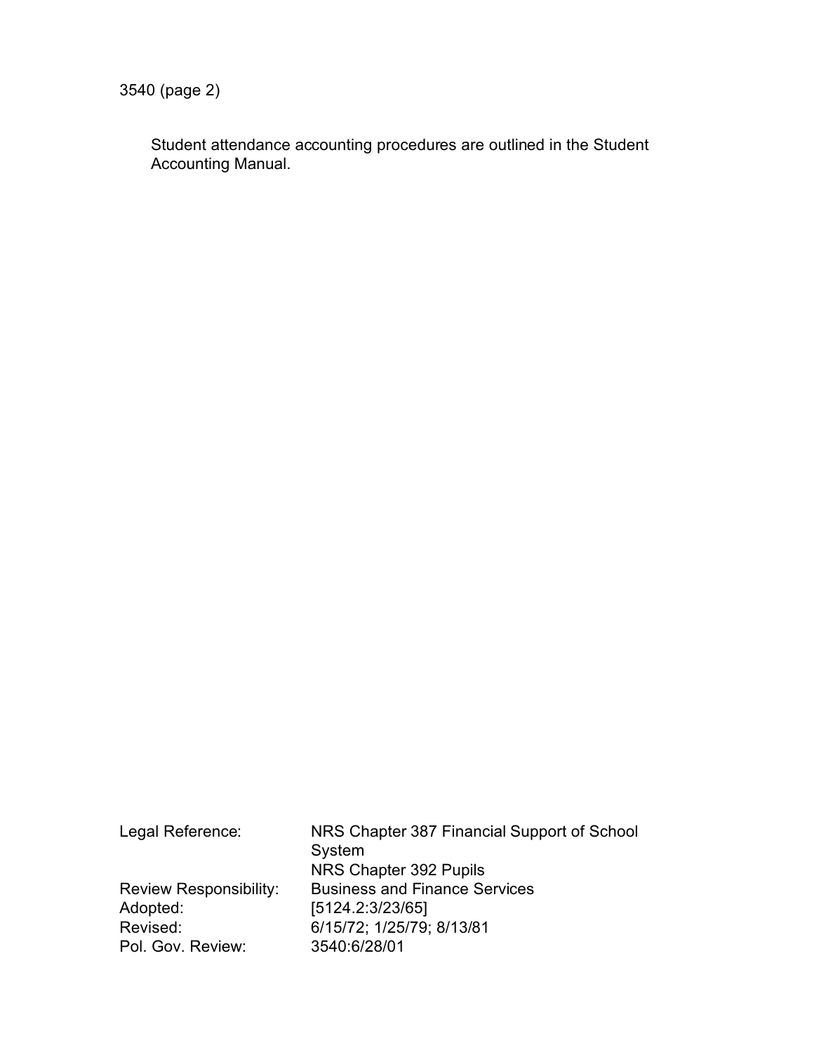Student attendance accounting procedures are outlined in the Student Accounting Manual.

| | |
|---|---|
| Legal Reference: | NRS Chapter 387 Financial Support of School System<br>NRS Chapter 392 Pupils |
| Review Responsibility: | Business and Finance Services |
| Adopted: | [5124.2:3/23/65] |
| Revised: | 6/15/72; 1/25/79; 8/13/81 |
| Pol. Gov. Review: | 3540:6/28/01 |